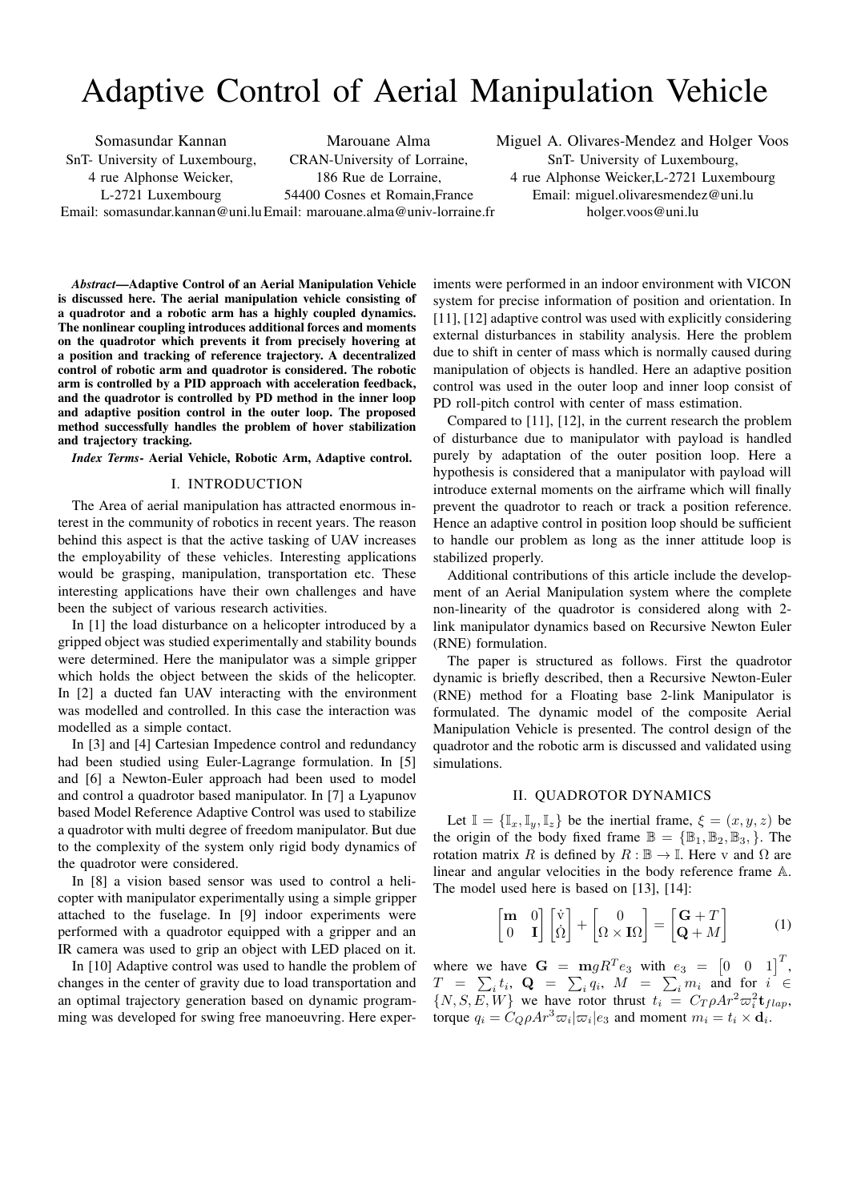# Adaptive Control of Aerial Manipulation Vehicle

Somasundar Kannan
SnT- University of Luxembourg,
4 rue Alphonse Weicker,
L-2721 Luxembourg
Email: somasundar.kannan@uni.lu

Marouane Alma
CRAN-University of Lorraine,
186 Rue de Lorraine,
54400 Cosnes et Romain,France
Email: marouane.alma@univ-lorraine.fr

Miguel A. Olivares-Mendez and Holger Voos
SnT- University of Luxembourg,
4 rue Alphonse Weicker,L-2721 Luxembourg
Email: miguel.olivaresmendez@uni.lu
holger.voos@uni.lu

***Abstract*—Adaptive Control of an Aerial Manipulation Vehicle is discussed here. The aerial manipulation vehicle consisting of a quadrotor and a robotic arm has a highly coupled dynamics. The nonlinear coupling introduces additional forces and moments on the quadrotor which prevents it from precisely hovering at a position and tracking of reference trajectory. A decentralized control of robotic arm and quadrotor is considered. The robotic arm is controlled by a PID approach with acceleration feedback, and the quadrotor is controlled by PD method in the inner loop and adaptive position control in the outer loop. The proposed method successfully handles the problem of hover stabilization and trajectory tracking.**

***Index Terms*- Aerial Vehicle, Robotic Arm, Adaptive control.**

## I. INTRODUCTION

The Area of aerial manipulation has attracted enormous interest in the community of robotics in recent years. The reason behind this aspect is that the active tasking of UAV increases the employability of these vehicles. Interesting applications would be grasping, manipulation, transportation etc. These interesting applications have their own challenges and have been the subject of various research activities.

In [1] the load disturbance on a helicopter introduced by a gripped object was studied experimentally and stability bounds were determined. Here the manipulator was a simple gripper which holds the object between the skids of the helicopter. In [2] a ducted fan UAV interacting with the environment was modelled and controlled. In this case the interaction was modelled as a simple contact.

In [3] and [4] Cartesian Impedence control and redundancy had been studied using Euler-Lagrange formulation. In [5] and [6] a Newton-Euler approach had been used to model and control a quadrotor based manipulator. In [7] a Lyapunov based Model Reference Adaptive Control was used to stabilize a quadrotor with multi degree of freedom manipulator. But due to the complexity of the system only rigid body dynamics of the quadrotor were considered.

In [8] a vision based sensor was used to control a helicopter with manipulator experimentally using a simple gripper attached to the fuselage. In [9] indoor experiments were performed with a quadrotor equipped with a gripper and an IR camera was used to grip an object with LED placed on it.

In [10] Adaptive control was used to handle the problem of changes in the center of gravity due to load transportation and an optimal trajectory generation based on dynamic programming was developed for swing free manoeuvring. Here experiments were performed in an indoor environment with VICON system for precise information of position and orientation. In [11], [12] adaptive control was used with explicitly considering external disturbances in stability analysis. Here the problem due to shift in center of mass which is normally caused during manipulation of objects is handled. Here an adaptive position control was used in the outer loop and inner loop consist of PD roll-pitch control with center of mass estimation.

Compared to [11], [12], in the current research the problem of disturbance due to manipulator with payload is handled purely by adaptation of the outer position loop. Here a hypothesis is considered that a manipulator with payload will introduce external moments on the airframe which will finally prevent the quadrotor to reach or track a position reference. Hence an adaptive control in position loop should be sufficient to handle our problem as long as the inner attitude loop is stabilized properly.

Additional contributions of this article include the development of an Aerial Manipulation system where the complete non-linearity of the quadrotor is considered along with 2-link manipulator dynamics based on Recursive Newton Euler (RNE) formulation.

The paper is structured as follows. First the quadrotor dynamic is briefly described, then a Recursive Newton-Euler (RNE) method for a Floating base 2-link Manipulator is formulated. The dynamic model of the composite Aerial Manipulation Vehicle is presented. The control design of the quadrotor and the robotic arm is discussed and validated using simulations.

## II. QUADROTOR DYNAMICS

Let $\mathbb{I} = \{\mathbb{I}_x, \mathbb{I}_y, \mathbb{I}_z\}$ be the inertial frame, $\xi = (x, y, z)$ be the origin of the body fixed frame $\mathbb{B} = \{\mathbb{B}_1, \mathbb{B}_2, \mathbb{B}_3, \}$. The rotation matrix $R$ is defined by $R : \mathbb{B} \to \mathbb{I}$. Here v and $\Omega$ are linear and angular velocities in the body reference frame $\mathbb{A}$. The model used here is based on [13], [14]:

$$\begin{bmatrix} \mathbf{m} & 0 \\ 0 & \mathbf{I} \end{bmatrix} \begin{bmatrix} \dot{\mathrm{v}} \\ \dot{\Omega} \end{bmatrix} + \begin{bmatrix} 0 \\ \Omega \times \mathbf{I}\Omega \end{bmatrix} = \begin{bmatrix} \mathbf{G} + T \\ \mathbf{Q} + M \end{bmatrix} \tag{1}$$

where we have $\mathbf{G} = \mathbf{m} g R^T e_3$ with $e_3 = \begin{bmatrix} 0 & 0 & 1 \end{bmatrix}^T$, $T = \sum_i t_i$, $\mathbf{Q} = \sum_i q_i$, $M = \sum_i m_i$ and for $i \in \{N, S, E, W\}$ we have rotor thrust $t_i = C_T \rho A r^2 \varpi_i^2 \mathbf{t}_{flap}$, torque $q_i = C_Q \rho A r^3 \varpi_i |\varpi_i| e_3$ and moment $m_i = t_i \times \mathbf{d}_i$.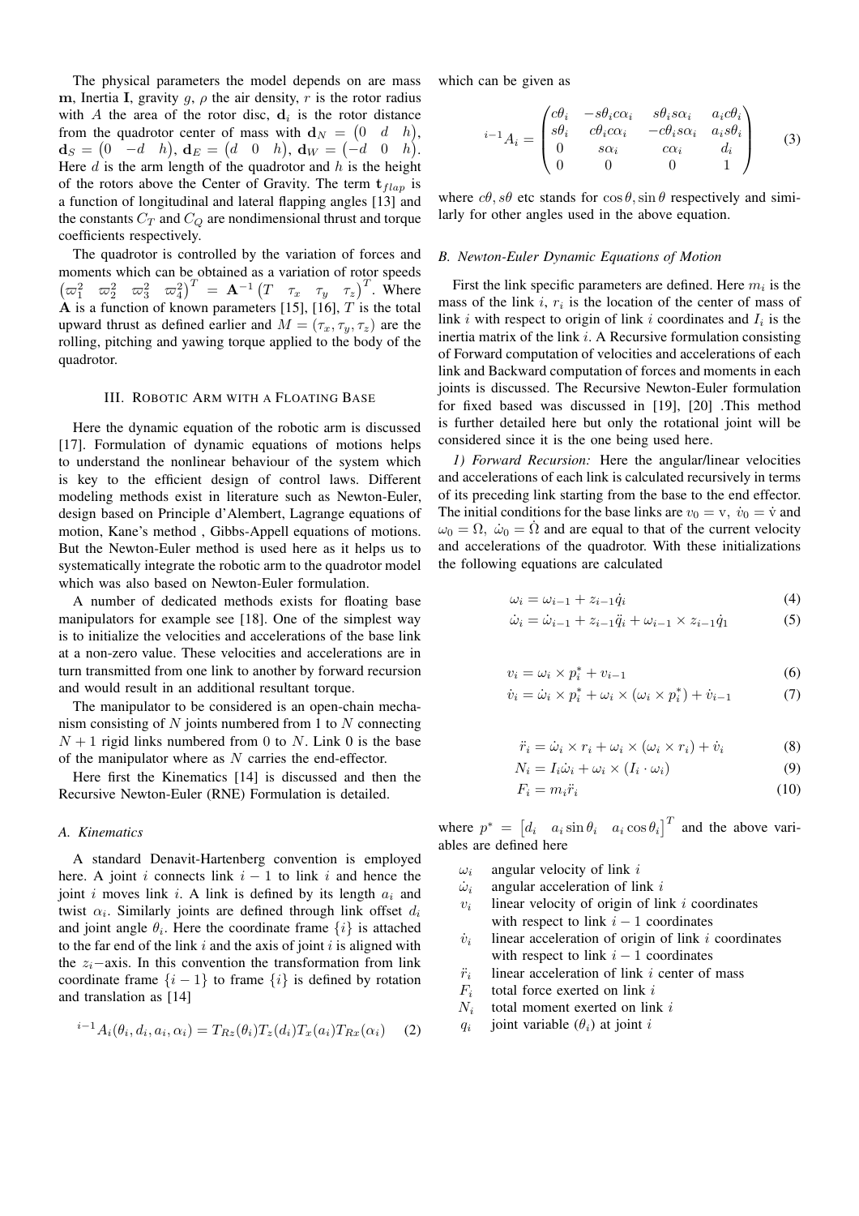The physical parameters the model depends on are mass $\mathbf{m}$, Inertia $\mathbf{I}$, gravity $g$, $\rho$ the air density, $r$ is the rotor radius with $A$ the area of the rotor disc, $\mathbf{d}_i$ is the rotor distance from the quadrotor center of mass with $\mathbf{d}_N = \begin{pmatrix} 0 & d & h \end{pmatrix}$, $\mathbf{d}_S = \begin{pmatrix} 0 & -d & h \end{pmatrix}$, $\mathbf{d}_E = \begin{pmatrix} d & 0 & h \end{pmatrix}$, $\mathbf{d}_W = \begin{pmatrix} -d & 0 & h \end{pmatrix}$. Here $d$ is the arm length of the quadrotor and $h$ is the height of the rotors above the Center of Gravity. The term $\mathbf{t}_{flap}$ is a function of longitudinal and lateral flapping angles [13] and the constants $C_T$ and $C_Q$ are nondimensional thrust and torque coefficients respectively.

The quadrotor is controlled by the variation of forces and moments which can be obtained as a variation of rotor speeds $\begin{pmatrix} \varpi_1^2 & \varpi_2^2 & \varpi_3^2 & \varpi_4^2 \end{pmatrix}^T = \mathbf{A}^{-1} \begin{pmatrix} T & \tau_x & \tau_y & \tau_z \end{pmatrix}^T$. Where $\mathbf{A}$ is a function of known parameters [15], [16], $T$ is the total upward thrust as defined earlier and $M = (\tau_x, \tau_y, \tau_z)$ are the rolling, pitching and yawing torque applied to the body of the quadrotor.

## III. Robotic Arm with a Floating Base

Here the dynamic equation of the robotic arm is discussed [17]. Formulation of dynamic equations of motions helps to understand the nonlinear behaviour of the system which is key to the efficient design of control laws. Different modeling methods exist in literature such as Newton-Euler, design based on Principle d'Alembert, Lagrange equations of motion, Kane's method , Gibbs-Appell equations of motions. But the Newton-Euler method is used here as it helps us to systematically integrate the robotic arm to the quadrotor model which was also based on Newton-Euler formulation.

A number of dedicated methods exists for floating base manipulators for example see [18]. One of the simplest way is to initialize the velocities and accelerations of the base link at a non-zero value. These velocities and accelerations are in turn transmitted from one link to another by forward recursion and would result in an additional resultant torque.

The manipulator to be considered is an open-chain mechanism consisting of $N$ joints numbered from 1 to $N$ connecting $N+1$ rigid links numbered from 0 to $N$. Link 0 is the base of the manipulator where as $N$ carries the end-effector.

Here first the Kinematics [14] is discussed and then the Recursive Newton-Euler (RNE) Formulation is detailed.

### A. Kinematics

A standard Denavit-Hartenberg convention is employed here. A joint $i$ connects link $i-1$ to link $i$ and hence the joint $i$ moves link $i$. A link is defined by its length $a_i$ and twist $\alpha_i$. Similarly joints are defined through link offset $d_i$ and joint angle $\theta_i$. Here the coordinate frame $\{i\}$ is attached to the far end of the link $i$ and the axis of joint $i$ is aligned with the $z_i-$axis. In this convention the transformation from link coordinate frame $\{i-1\}$ to frame $\{i\}$ is defined by rotation and translation as [14]

$$^{i-1}A_i(\theta_i, d_i, a_i, \alpha_i) = T_{Rz}(\theta_i) T_z(d_i) T_x(a_i) T_{Rx}(\alpha_i) \quad (2)$$

which can be given as

$$^{i-1}A_i = \begin{pmatrix} c\theta_i & -s\theta_i c\alpha_i & s\theta_i s\alpha_i & a_i c\theta_i \\ s\theta_i & c\theta_i c\alpha_i & -c\theta_i s\alpha_i & a_i s\theta_i \\ 0 & s\alpha_i & c\alpha_i & d_i \\ 0 & 0 & 0 & 1 \end{pmatrix} \quad (3)$$

where $c\theta, s\theta$ etc stands for $\cos\theta, \sin\theta$ respectively and similarly for other angles used in the above equation.

### B. Newton-Euler Dynamic Equations of Motion

First the link specific parameters are defined. Here $m_i$ is the mass of the link $i$, $r_i$ is the location of the center of mass of link $i$ with respect to origin of link $i$ coordinates and $I_i$ is the inertia matrix of the link $i$. A Recursive formulation consisting of Forward computation of velocities and accelerations of each link and Backward computation of forces and moments in each joints is discussed. The Recursive Newton-Euler formulation for fixed based was discussed in [19], [20] .This method is further detailed here but only the rotational joint will be considered since it is the one being used here.

*1) Forward Recursion:* Here the angular/linear velocities and accelerations of each link is calculated recursively in terms of its preceding link starting from the base to the end effector. The initial conditions for the base links are $v_0 = \mathrm{v}$, $\dot{v}_0 = \dot{\mathrm{v}}$ and $\omega_0 = \Omega$, $\dot{\omega}_0 = \dot{\Omega}$ and are equal to that of the current velocity and accelerations of the quadrotor. With these initializations the following equations are calculated

$$\omega_i = \omega_{i-1} + z_{i-1}\dot{q}_i \quad (4)$$

$$\dot{\omega}_i = \dot{\omega}_{i-1} + z_{i-1}\ddot{q}_i + \omega_{i-1} \times z_{i-1}\dot{q}_1 \quad (5)$$

$$v_i = \omega_i \times p_i^* + v_{i-1} \quad (6)$$

$$\dot{v}_i = \dot{\omega}_i \times p_i^* + \omega_i \times (\omega_i \times p_i^*) + \dot{v}_{i-1} \quad (7)$$

$$\ddot{r}_i = \dot{\omega}_i \times r_i + \omega_i \times (\omega_i \times r_i) + \dot{v}_i \quad (8)$$

$$N_i = I_i \dot{\omega}_i + \omega_i \times (I_i \cdot \omega_i) \quad (9)$$

$$F_i = m_i \ddot{r}_i \quad (10)$$

where $p^* = \begin{bmatrix} d_i & a_i \sin\theta_i & a_i \cos\theta_i \end{bmatrix}^T$ and the above variables are defined here

- $\omega_i$ angular velocity of link $i$
- $\dot{\omega}_i$ angular acceleration of link $i$
- $v_i$ linear velocity of origin of link $i$ coordinates with respect to link $i-1$ coordinates
- $\dot{v}_i$ linear acceleration of origin of link $i$ coordinates with respect to link $i-1$ coordinates
- $\ddot{r}_i$ linear acceleration of link $i$ center of mass
- $F_i$ total force exerted on link $i$
- $N_i$ total moment exerted on link $i$
- $q_i$ joint variable ($\theta_i$) at joint $i$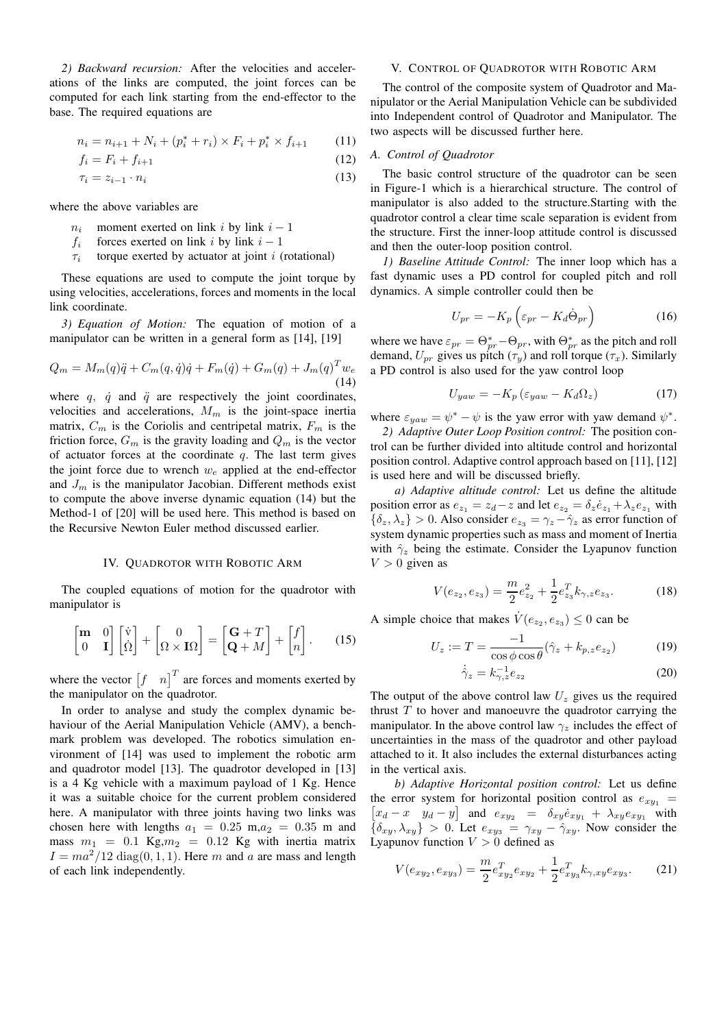*2) Backward recursion:* After the velocities and accelerations of the links are computed, the joint forces can be computed for each link starting from the end-effector to the base. The required equations are

$$n_i = n_{i+1} + N_i + (p_i^* + r_i) \times F_i + p_i^* \times f_{i+1} \tag{11}$$

$$f_i = F_i + f_{i+1} \tag{12}$$

$$\tau_i = z_{i-1} \cdot n_i \tag{13}$$

where the above variables are

- $n_i$ moment exerted on link $i$ by link $i-1$
- $f_i$ forces exerted on link $i$ by link $i-1$
- $\tau_i$ torque exerted by actuator at joint $i$ (rotational)

These equations are used to compute the joint torque by using velocities, accelerations, forces and moments in the local link coordinate.

*3) Equation of Motion:* The equation of motion of a manipulator can be written in a general form as [14], [19]

$$Q_m = M_m(q)\ddot{q} + C_m(q,\dot{q})\dot{q} + F_m(\dot{q}) + G_m(q) + J_m(q)^T w_e \tag{14}$$

where $q$, $\dot{q}$ and $\ddot{q}$ are respectively the joint coordinates, velocities and accelerations, $M_m$ is the joint-space inertia matrix, $C_m$ is the Coriolis and centripetal matrix, $F_m$ is the friction force, $G_m$ is the gravity loading and $Q_m$ is the vector of actuator forces at the coordinate $q$. The last term gives the joint force due to wrench $w_e$ applied at the end-effector and $J_m$ is the manipulator Jacobian. Different methods exist to compute the above inverse dynamic equation (14) but the Method-1 of [20] will be used here. This method is based on the Recursive Newton Euler method discussed earlier.

## IV. Quadrotor with Robotic Arm

The coupled equations of motion for the quadrotor with manipulator is

$$\begin{bmatrix} \mathbf{m} & 0 \\ 0 & \mathbf{I} \end{bmatrix} \begin{bmatrix} \dot{\mathrm{v}} \\ \dot{\Omega} \end{bmatrix} + \begin{bmatrix} 0 \\ \Omega \times \mathbf{I}\Omega \end{bmatrix} = \begin{bmatrix} \mathbf{G} + T \\ \mathbf{Q} + M \end{bmatrix} + \begin{bmatrix} f \\ n \end{bmatrix}. \tag{15}$$

where the vector $\begin{bmatrix} f & n \end{bmatrix}^T$ are forces and moments exerted by the manipulator on the quadrotor.

In order to analyse and study the complex dynamic behaviour of the Aerial Manipulation Vehicle (AMV), a benchmark problem was developed. The robotics simulation environment of [14] was used to implement the robotic arm and quadrotor model [13]. The quadrotor developed in [13] is a 4 Kg vehicle with a maximum payload of 1 Kg. Hence it was a suitable choice for the current problem considered here. A manipulator with three joints having two links was chosen here with lengths $a_1 = 0.25$ m,$a_2 = 0.35$ m and mass $m_1 = 0.1$ Kg,$m_2 = 0.12$ Kg with inertia matrix $I = ma^2/12\ \mathrm{diag}(0,1,1)$. Here $m$ and $a$ are mass and length of each link independently.

## V. Control of Quadrotor with Robotic Arm

The control of the composite system of Quadrotor and Manipulator or the Aerial Manipulation Vehicle can be subdivided into Independent control of Quadrotor and Manipulator. The two aspects will be discussed further here.

### A. Control of Quadrotor

The basic control structure of the quadrotor can be seen in Figure-1 which is a hierarchical structure. The control of manipulator is also added to the structure.Starting with the quadrotor control a clear time scale separation is evident from the structure. First the inner-loop attitude control is discussed and then the outer-loop position control.

*1) Baseline Attitude Control:* The inner loop which has a fast dynamic uses a PD control for coupled pitch and roll dynamics. A simple controller could then be

$$U_{pr} = -K_p\left(\varepsilon_{pr} - K_d\dot{\Theta}_{pr}\right) \tag{16}$$

where we have $\varepsilon_{pr} = \Theta_{pr}^* - \Theta_{pr}$, with $\Theta_{pr}^*$ as the pitch and roll demand, $U_{pr}$ gives us pitch ($\tau_y$) and roll torque ($\tau_x$). Similarly a PD control is also used for the yaw control loop

$$U_{yaw} = -K_p\left(\varepsilon_{yaw} - K_d\Omega_z\right) \tag{17}$$

where $\varepsilon_{yaw} = \psi^* - \psi$ is the yaw error with yaw demand $\psi^*$.

*2) Adaptive Outer Loop Position control:* The position control can be further divided into altitude control and horizontal position control. Adaptive control approach based on [11], [12] is used here and will be discussed briefly.

*a) Adaptive altitude control:* Let us define the altitude position error as $e_{z_1} = z_d - z$ and let $e_{z_2} = \delta_z\dot{e}_{z_1} + \lambda_z e_{z_1}$ with $\{\delta_z, \lambda_z\} > 0$. Also consider $e_{z_3} = \gamma_z - \hat{\gamma}_z$ as error function of system dynamic properties such as mass and moment of Inertia with $\hat{\gamma}_z$ being the estimate. Consider the Lyapunov function $V > 0$ given as

$$V(e_{z_2}, e_{z_3}) = \frac{m}{2}e_{z_2}^2 + \frac{1}{2}e_{z_3}^T k_{\gamma,z} e_{z_3}. \tag{18}$$

A simple choice that makes $\dot{V}(e_{z_2}, e_{z_3}) \leq 0$ can be

$$U_z := T = \frac{-1}{\cos\phi\cos\theta}(\hat{\gamma}_z + k_{p,z}e_{z_2}) \tag{19}$$

$$\dot{\hat{\gamma}}_z = k_{\gamma,z}^{-1}e_{z_2} \tag{20}$$

The output of the above control law $U_z$ gives us the required thrust $T$ to hover and manoeuvre the quadrotor carrying the manipulator. In the above control law $\gamma_z$ includes the effect of uncertainties in the mass of the quadrotor and other payload attached to it. It also includes the external disturbances acting in the vertical axis.

*b) Adaptive Horizontal position control:* Let us define the error system for horizontal position control as $e_{xy_1} = \begin{bmatrix} x_d - x & y_d - y \end{bmatrix}$ and $e_{xy_2} = \delta_{xy}\dot{e}_{xy_1} + \lambda_{xy}e_{xy_1}$ with $\{\delta_{xy}, \lambda_{xy}\} > 0$. Let $e_{xy_3} = \gamma_{xy} - \hat{\gamma}_{xy}$. Now consider the Lyapunov function $V > 0$ defined as

$$V(e_{xy_2}, e_{xy_3}) = \frac{m}{2}e_{xy_2}^T e_{xy_2} + \frac{1}{2}e_{xy_3}^T k_{\gamma,xy} e_{xy_3}. \tag{21}$$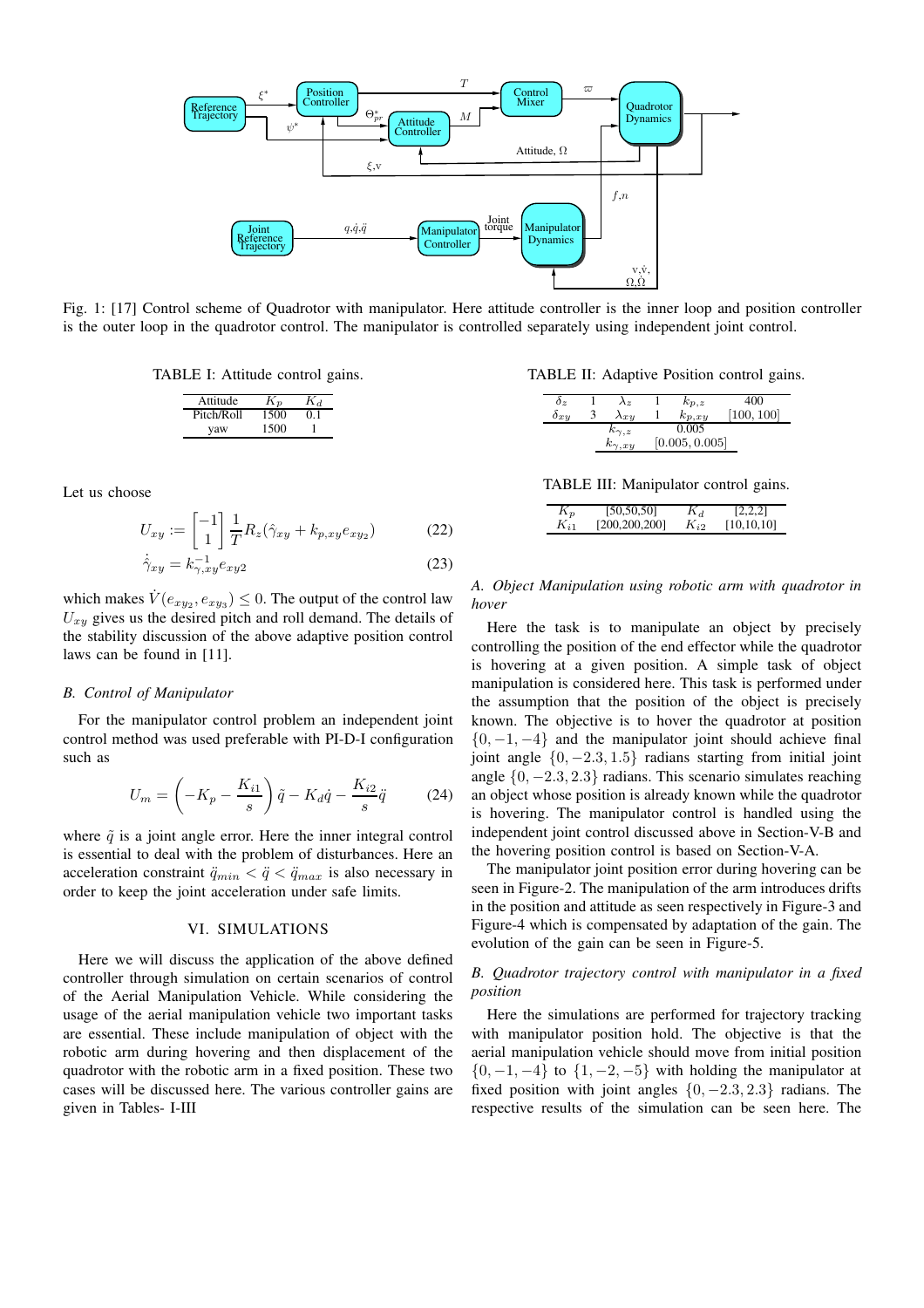Fig. 1: [17] Control scheme of Quadrotor with manipulator. Here attitude controller is the inner loop and position controller is the outer loop in the quadrotor control. The manipulator is controlled separately using independent joint control.

TABLE I: Attitude control gains.

| Attitude | $K_P$ | $K_d$ |
|---|---|---|
| Pitch/Roll | 1500 | 0.1 |
| yaw | 1500 | 1 |

Let us choose

$$U_{xy} := \begin{bmatrix} -1 \\ 1 \end{bmatrix} \frac{1}{T} R_z(\hat{\gamma}_{xy} + k_{p,xy} e_{xy_2}) \tag{22}$$

$$\dot{\hat{\gamma}}_{xy} = k_{\gamma,xy}^{-1} e_{xy2} \tag{23}$$

which makes $\dot{V}(e_{xy_2}, e_{xy_3}) \leq 0$. The output of the control law $U_{xy}$ gives us the desired pitch and roll demand. The details of the stability discussion of the above adaptive position control laws can be found in [11].

### B. Control of Manipulator

For the manipulator control problem an independent joint control method was used preferable with PI-D-I configuration such as

$$U_m = \left(-K_p - \frac{K_{i1}}{s}\right)\tilde{q} - K_d \dot{q} - \frac{K_{i2}}{s}\ddot{q} \tag{24}$$

where $\tilde{q}$ is a joint angle error. Here the inner integral control is essential to deal with the problem of disturbances. Here an acceleration constraint $\ddot{q}_{min} < \ddot{q} < \ddot{q}_{max}$ is also necessary in order to keep the joint acceleration under safe limits.

## VI. Simulations

Here we will discuss the application of the above defined controller through simulation on certain scenarios of control of the Aerial Manipulation Vehicle. While considering the usage of the aerial manipulation vehicle two important tasks are essential. These include manipulation of object with the robotic arm during hovering and then displacement of the quadrotor with the robotic arm in a fixed position. These two cases will be discussed here. The various controller gains are given in Tables- I-III

TABLE II: Adaptive Position control gains.

| | | | | | |
|---|---|---|---|---|---|
| $\delta_z$ | 1 | $\lambda_z$ | 1 | $k_{p,z}$ | 400 |
| $\delta_{xy}$ | 3 | $\lambda_{xy}$ | 1 | $k_{p,xy}$ | [100, 100] |
| | | $k_{\gamma,z}$ | 0.005 | | |
| | | $k_{\gamma,xy}$ | [0.005, 0.005] | | |

TABLE III: Manipulator control gains.

| | | | |
|---|---|---|---|
| $K_p$ | [50,50,50] | $K_d$ | [2,2,2] |
| $K_{i1}$ | [200,200,200] | $K_{i2}$ | [10,10,10] |

### A. Object Manipulation using robotic arm with quadrotor in hover

Here the task is to manipulate an object by precisely controlling the position of the end effector while the quadrotor is hovering at a given position. A simple task of object manipulation is considered here. This task is performed under the assumption that the position of the object is precisely known. The objective is to hover the quadrotor at position $\{0, -1, -4\}$ and the manipulator joint should achieve final joint angle $\{0, -2.3, 1.5\}$ radians starting from initial joint angle $\{0, -2.3, 2.3\}$ radians. This scenario simulates reaching an object whose position is already known while the quadrotor is hovering. The manipulator control is handled using the independent joint control discussed above in Section-V-B and the hovering position control is based on Section-V-A.

The manipulator joint position error during hovering can be seen in Figure-2. The manipulation of the arm introduces drifts in the position and attitude as seen respectively in Figure-3 and Figure-4 which is compensated by adaptation of the gain. The evolution of the gain can be seen in Figure-5.

### B. Quadrotor trajectory control with manipulator in a fixed position

Here the simulations are performed for trajectory tracking with manipulator position hold. The objective is that the aerial manipulation vehicle should move from initial position $\{0, -1, -4\}$ to $\{1, -2, -5\}$ with holding the manipulator at fixed position with joint angles $\{0, -2.3, 2.3\}$ radians. The respective results of the simulation can be seen here. The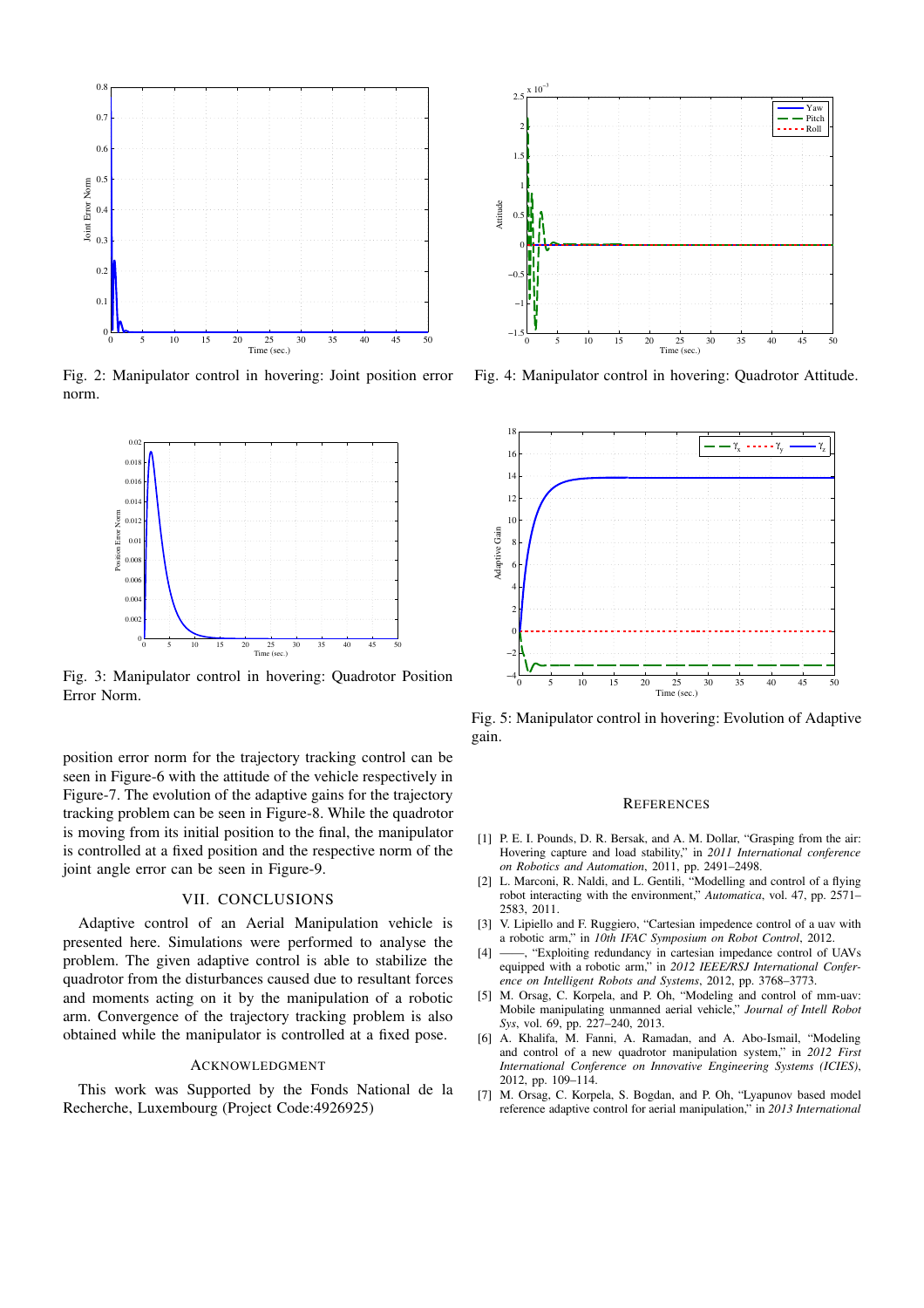Fig. 2: Manipulator control in hovering: Joint position error norm.

Fig. 3: Manipulator control in hovering: Quadrotor Position Error Norm.

Fig. 4: Manipulator control in hovering: Quadrotor Attitude.

Fig. 5: Manipulator control in hovering: Evolution of Adaptive gain.

position error norm for the trajectory tracking control can be seen in Figure-6 with the attitude of the vehicle respectively in Figure-7. The evolution of the adaptive gains for the trajectory tracking problem can be seen in Figure-8. While the quadrotor is moving from its initial position to the final, the manipulator is controlled at a fixed position and the respective norm of the joint angle error can be seen in Figure-9.

## VII. CONCLUSIONS

Adaptive control of an Aerial Manipulation vehicle is presented here. Simulations were performed to analyse the problem. The given adaptive control is able to stabilize the quadrotor from the disturbances caused due to resultant forces and moments acting on it by the manipulation of a robotic arm. Convergence of the trajectory tracking problem is also obtained while the manipulator is controlled at a fixed pose.

## ACKNOWLEDGMENT

This work was Supported by the Fonds National de la Recherche, Luxembourg (Project Code:4926925)

## REFERENCES

[1] P. E. I. Pounds, D. R. Bersak, and A. M. Dollar, "Grasping from the air: Hovering capture and load stability," in *2011 International conference on Robotics and Automation*, 2011, pp. 2491–2498.

[2] L. Marconi, R. Naldi, and L. Gentili, "Modelling and control of a flying robot interacting with the environment," *Automatica*, vol. 47, pp. 2571–2583, 2011.

[3] V. Lipiello and F. Ruggiero, "Cartesian impedence control of a uav with a robotic arm," in *10th IFAC Symposium on Robot Control*, 2012.

[4] ——, "Exploiting redundancy in cartesian impedance control of UAVs equipped with a robotic arm," in *2012 IEEE/RSJ International Conference on Intelligent Robots and Systems*, 2012, pp. 3768–3773.

[5] M. Orsag, C. Korpela, and P. Oh, "Modeling and control of mm-uav: Mobile manipulating unmanned aerial vehicle," *Journal of Intell Robot Sys*, vol. 69, pp. 227–240, 2013.

[6] A. Khalifa, M. Fanni, A. Ramadan, and A. Abo-Ismail, "Modeling and control of a new quadrotor manipulation system," in *2012 First International Conference on Innovative Engineering Systems (ICIES)*, 2012, pp. 109–114.

[7] M. Orsag, C. Korpela, S. Bogdan, and P. Oh, "Lyapunov based model reference adaptive control for aerial manipulation," in *2013 International*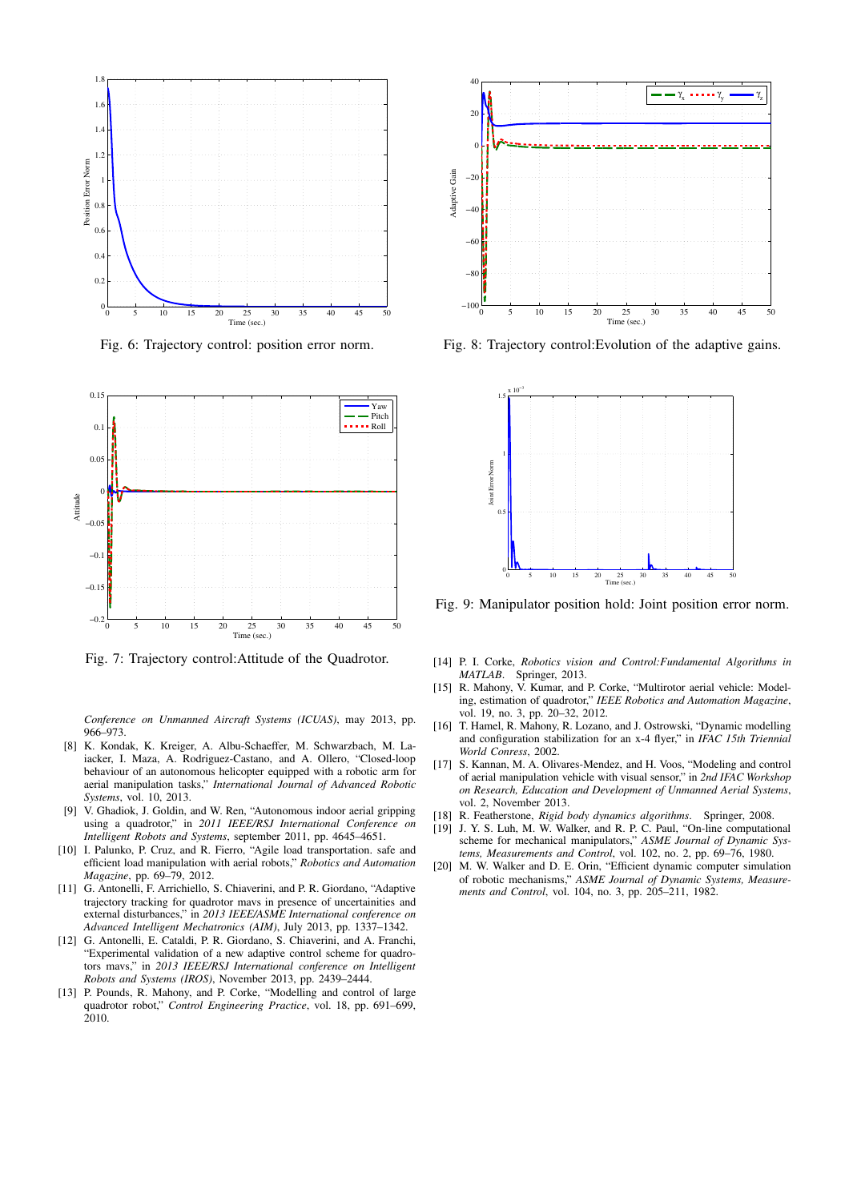1.8
1.6
1.4
1.2
1
0.8
0.6
0.4
0.2
0
Postion Error Norm
0 5 10 15 20 25 30 35 40 45 50
Time (sec.)

Fig. 6: Trajectory control: position error norm.

0.15
0.1
0.05
0
−0.05
−0.1
−0.15
−0.2
Attitude
Yaw
Pitch
Roll
0 5 10 15 20 25 30 35 40 45 50
Time (sec.)

Fig. 7: Trajectory control:Attitude of the Quadrotor.

40
20
0
−20
−40
−60
−80
−100
Adaptive Gain
$\gamma_x$ $\gamma_y$ $\gamma_z$
0 5 10 15 20 25 30 35 40 45 50
Time (sec.)

Fig. 8: Trajectory control:Evolution of the adaptive gains.

x $10^{-3}$
1.5
1
0.5
0
Joint Error Norm
0 5 10 15 20 25 30 35 40 45 50
Time (sec.)

Fig. 9: Manipulator position hold: Joint position error norm.

*Conference on Unmanned Aircraft Systems (ICUAS)*, may 2013, pp. 966–973.

[8] K. Kondak, K. Kreiger, A. Albu-Schaeffer, M. Schwarzbach, M. Laiacker, I. Maza, A. Rodriguez-Castano, and A. Ollero, "Closed-loop behaviour of an autonomous helicopter equipped with a robotic arm for aerial manipulation tasks," *International Journal of Advanced Robotic Systems*, vol. 10, 2013.

[9] V. Ghadiok, J. Goldin, and W. Ren, "Autonomous indoor aerial gripping using a quadrotor," in *2011 IEEE/RSJ International Conference on Intelligent Robots and Systems*, september 2011, pp. 4645–4651.

[10] I. Palunko, P. Cruz, and R. Fierro, "Agile load transportation. safe and efficient load manipulation with aerial robots," *Robotics and Automation Magazine*, pp. 69–79, 2012.

[11] G. Antonelli, F. Arrichiello, S. Chiaverini, and P. R. Giordano, "Adaptive trajectory tracking for quadrotor mavs in presence of uncertainities and external disturbances," in *2013 IEEE/ASME International conference on Advanced Intelligent Mechatronics (AIM)*, July 2013, pp. 1337–1342.

[12] G. Antonelli, E. Cataldi, P. R. Giordano, S. Chiaverini, and A. Franchi, "Experimental validation of a new adaptive control scheme for quadrotors mavs," in *2013 IEEE/RSJ International conference on Intelligent Robots and Systems (IROS)*, November 2013, pp. 2439–2444.

[13] P. Pounds, R. Mahony, and P. Corke, "Modelling and control of large quadrotor robot," *Control Engineering Practice*, vol. 18, pp. 691–699, 2010.

[14] P. I. Corke, *Robotics vision and Control:Fundamental Algorithms in MATLAB*. Springer, 2013.

[15] R. Mahony, V. Kumar, and P. Corke, "Multirotor aerial vehicle: Modeling, estimation of quadrotor," *IEEE Robotics and Automation Magazine*, vol. 19, no. 3, pp. 20–32, 2012.

[16] T. Hamel, R. Mahony, R. Lozano, and J. Ostrowski, "Dynamic modelling and configuration stabilization for an x-4 flyer," in *IFAC 15th Triennial World Conress*, 2002.

[17] S. Kannan, M. A. Olivares-Mendez, and H. Voos, "Modeling and control of aerial manipulation vehicle with visual sensor," in *2nd IFAC Workshop on Research, Education and Development of Unmanned Aerial Systems*, vol. 2, November 2013.

[18] R. Featherstone, *Rigid body dynamics algorithms*. Springer, 2008.

[19] J. Y. S. Luh, M. W. Walker, and R. P. C. Paul, "On-line computational scheme for mechanical manipulators," *ASME Journal of Dynamic Systems, Measurements and Control*, vol. 102, no. 2, pp. 69–76, 1980.

[20] M. W. Walker and D. E. Orin, "Efficient dynamic computer simulation of robotic mechanisms," *ASME Journal of Dynamic Systems, Measurements and Control*, vol. 104, no. 3, pp. 205–211, 1982.